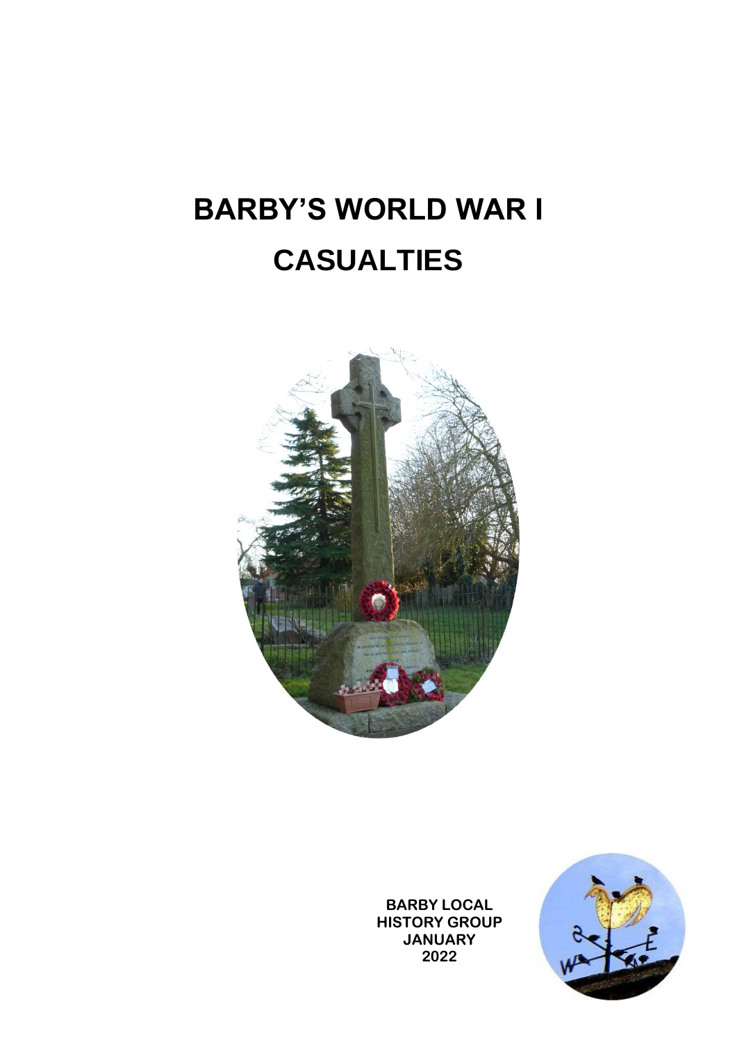# BARBY'S WORLD WAR I CASUALTIES

BARBY LOCAL HISTORY GROUP
JANUARY
2022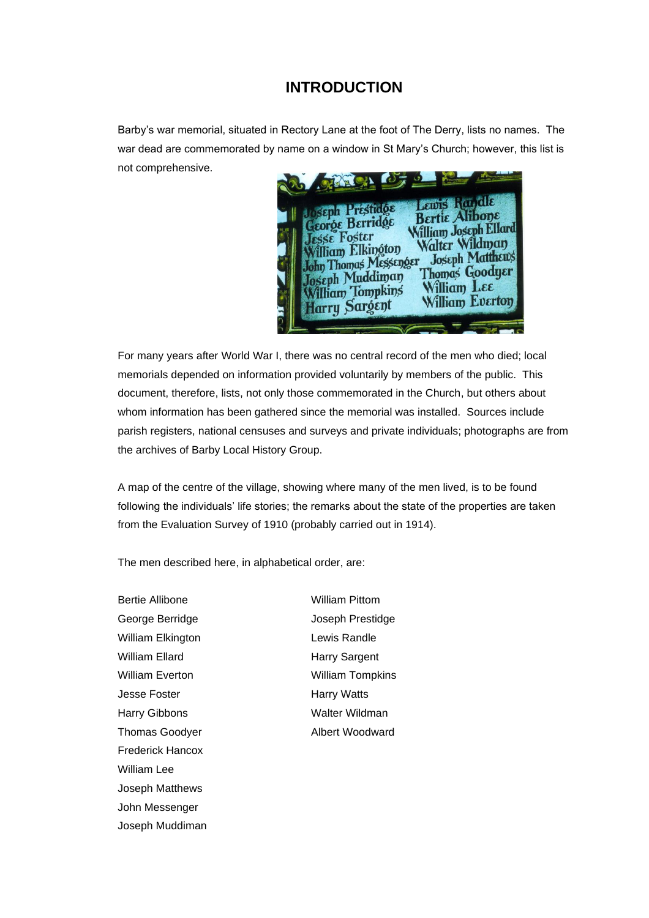# INTRODUCTION

Barby's war memorial, situated in Rectory Lane at the foot of The Derry, lists no names. The war dead are commemorated by name on a window in St Mary's Church; however, this list is not comprehensive.

For many years after World War I, there was no central record of the men who died; local memorials depended on information provided voluntarily by members of the public. This document, therefore, lists, not only those commemorated in the Church, but others about whom information has been gathered since the memorial was installed. Sources include parish registers, national censuses and surveys and private individuals; photographs are from the archives of Barby Local History Group.

A map of the centre of the village, showing where many of the men lived, is to be found following the individuals' life stories; the remarks about the state of the properties are taken from the Evaluation Survey of 1910 (probably carried out in 1914).

The men described here, in alphabetical order, are:

- Bertie Allibone
- George Berridge
- William Elkington
- William Ellard
- William Everton
- Jesse Foster
- Harry Gibbons
- Thomas Goodyer
- Frederick Hancox
- William Lee
- Joseph Matthews
- John Messenger
- Joseph Muddiman
- William Pittom
- Joseph Prestidge
- Lewis Randle
- Harry Sargent
- William Tompkins
- Harry Watts
- Walter Wildman
- Albert Woodward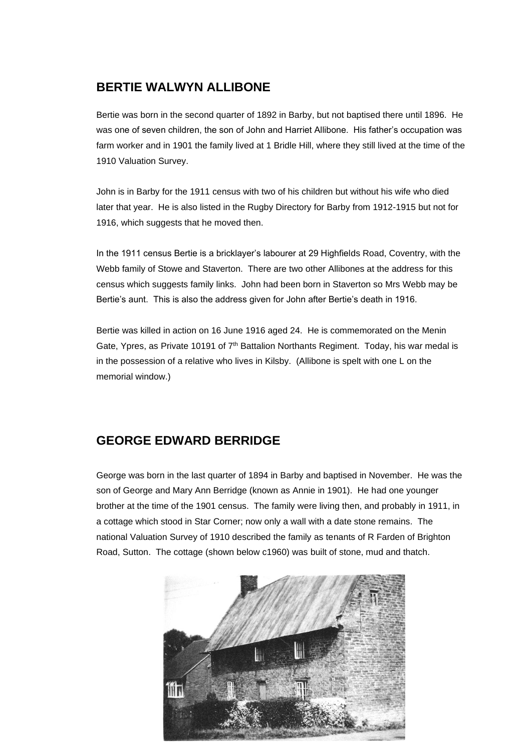## BERTIE WALWYN ALLIBONE

Bertie was born in the second quarter of 1892 in Barby, but not baptised there until 1896. He was one of seven children, the son of John and Harriet Allibone. His father's occupation was farm worker and in 1901 the family lived at 1 Bridle Hill, where they still lived at the time of the 1910 Valuation Survey.

John is in Barby for the 1911 census with two of his children but without his wife who died later that year. He is also listed in the Rugby Directory for Barby from 1912-1915 but not for 1916, which suggests that he moved then.

In the 1911 census Bertie is a bricklayer's labourer at 29 Highfields Road, Coventry, with the Webb family of Stowe and Staverton. There are two other Allibones at the address for this census which suggests family links. John had been born in Staverton so Mrs Webb may be Bertie's aunt. This is also the address given for John after Bertie's death in 1916.

Bertie was killed in action on 16 June 1916 aged 24. He is commemorated on the Menin Gate, Ypres, as Private 10191 of 7th Battalion Northants Regiment. Today, his war medal is in the possession of a relative who lives in Kilsby. (Allibone is spelt with one L on the memorial window.)

## GEORGE EDWARD BERRIDGE

George was born in the last quarter of 1894 in Barby and baptised in November. He was the son of George and Mary Ann Berridge (known as Annie in 1901). He had one younger brother at the time of the 1901 census. The family were living then, and probably in 1911, in a cottage which stood in Star Corner; now only a wall with a date stone remains. The national Valuation Survey of 1910 described the family as tenants of R Farden of Brighton Road, Sutton. The cottage (shown below c1960) was built of stone, mud and thatch.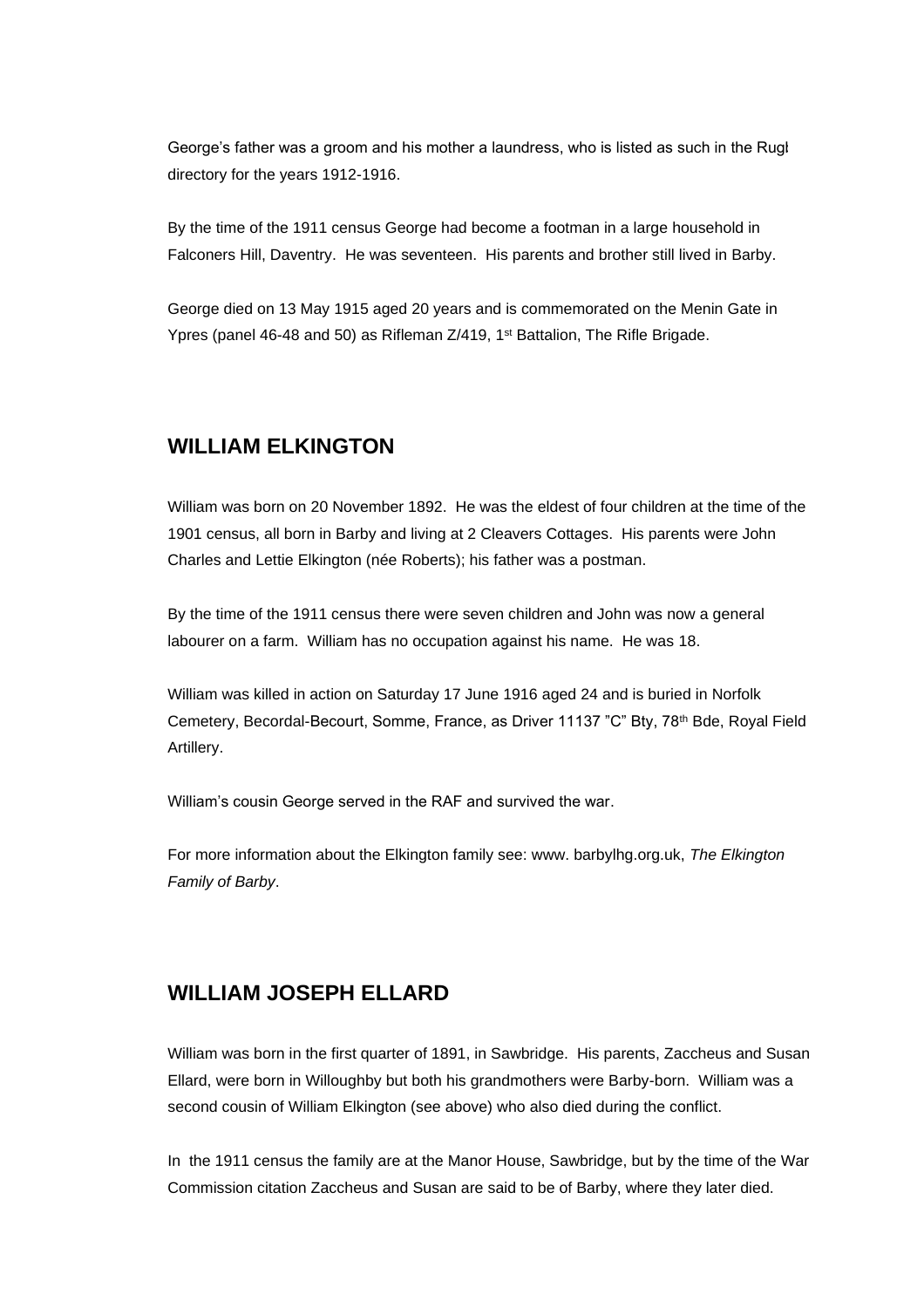George's father was a groom and his mother a laundress, who is listed as such in the Rugby directory for the years 1912-1916.

By the time of the 1911 census George had become a footman in a large household in Falconers Hill, Daventry. He was seventeen. His parents and brother still lived in Barby.

George died on 13 May 1915 aged 20 years and is commemorated on the Menin Gate in Ypres (panel 46-48 and 50) as Rifleman Z/419, 1st Battalion, The Rifle Brigade.

## WILLIAM ELKINGTON

William was born on 20 November 1892. He was the eldest of four children at the time of the 1901 census, all born in Barby and living at 2 Cleavers Cottages. His parents were John Charles and Lettie Elkington (née Roberts); his father was a postman.

By the time of the 1911 census there were seven children and John was now a general labourer on a farm. William has no occupation against his name. He was 18.

William was killed in action on Saturday 17 June 1916 aged 24 and is buried in Norfolk Cemetery, Becordal-Becourt, Somme, France, as Driver 11137 "C" Bty, 78th Bde, Royal Field Artillery.

William's cousin George served in the RAF and survived the war.

For more information about the Elkington family see: www. barbylhg.org.uk, *The Elkington Family of Barby*.

## WILLIAM JOSEPH ELLARD

William was born in the first quarter of 1891, in Sawbridge. His parents, Zaccheus and Susan Ellard, were born in Willoughby but both his grandmothers were Barby-born. William was a second cousin of William Elkington (see above) who also died during the conflict.

In the 1911 census the family are at the Manor House, Sawbridge, but by the time of the War Commission citation Zaccheus and Susan are said to be of Barby, where they later died.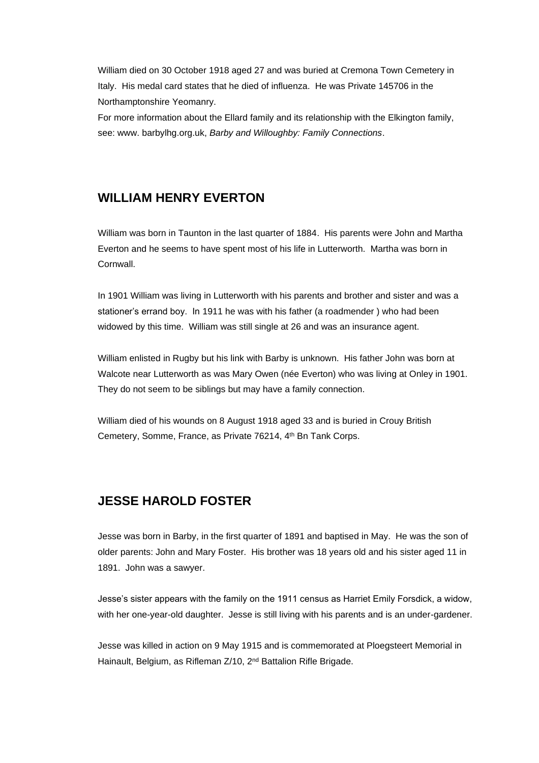William died on 30 October 1918 aged 27 and was buried at Cremona Town Cemetery in Italy. His medal card states that he died of influenza. He was Private 145706 in the Northamptonshire Yeomanry.

For more information about the Ellard family and its relationship with the Elkington family, see: www. barbylhg.org.uk, *Barby and Willoughby: Family Connections*.

## WILLIAM HENRY EVERTON

William was born in Taunton in the last quarter of 1884. His parents were John and Martha Everton and he seems to have spent most of his life in Lutterworth. Martha was born in Cornwall.

In 1901 William was living in Lutterworth with his parents and brother and sister and was a stationer's errand boy. In 1911 he was with his father (a roadmender ) who had been widowed by this time. William was still single at 26 and was an insurance agent.

William enlisted in Rugby but his link with Barby is unknown. His father John was born at Walcote near Lutterworth as was Mary Owen (née Everton) who was living at Onley in 1901. They do not seem to be siblings but may have a family connection.

William died of his wounds on 8 August 1918 aged 33 and is buried in Crouy British Cemetery, Somme, France, as Private 76214, 4th Bn Tank Corps.

## JESSE HAROLD FOSTER

Jesse was born in Barby, in the first quarter of 1891 and baptised in May. He was the son of older parents: John and Mary Foster. His brother was 18 years old and his sister aged 11 in 1891. John was a sawyer.

Jesse's sister appears with the family on the 1911 census as Harriet Emily Forsdick, a widow, with her one-year-old daughter. Jesse is still living with his parents and is an under-gardener.

Jesse was killed in action on 9 May 1915 and is commemorated at Ploegsteert Memorial in Hainault, Belgium, as Rifleman Z/10, 2nd Battalion Rifle Brigade.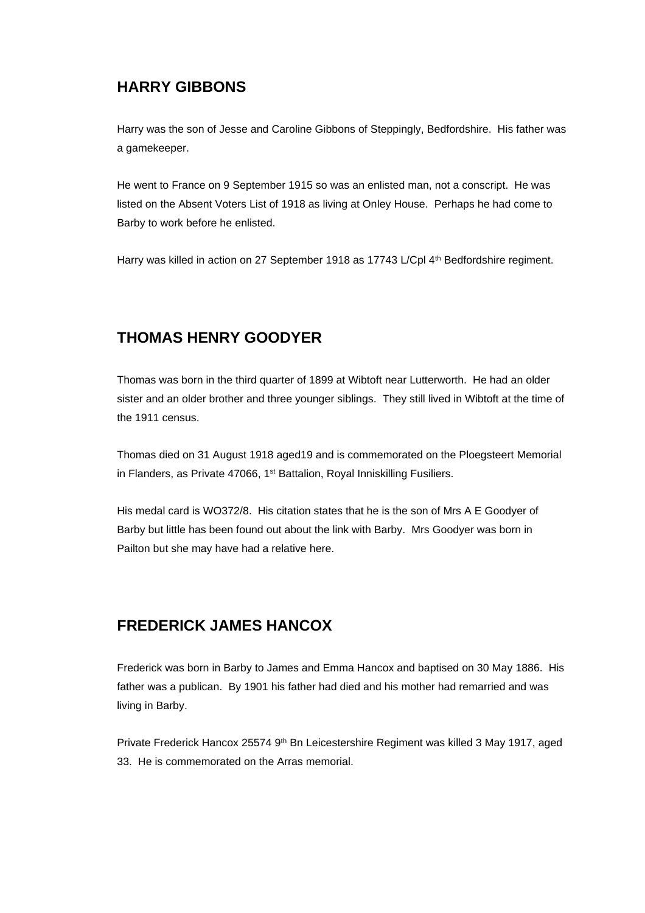## HARRY GIBBONS

Harry was the son of Jesse and Caroline Gibbons of Steppingly, Bedfordshire. His father was a gamekeeper.

He went to France on 9 September 1915 so was an enlisted man, not a conscript. He was listed on the Absent Voters List of 1918 as living at Onley House. Perhaps he had come to Barby to work before he enlisted.

Harry was killed in action on 27 September 1918 as 17743 L/Cpl 4th Bedfordshire regiment.

## THOMAS HENRY GOODYER

Thomas was born in the third quarter of 1899 at Wibtoft near Lutterworth. He had an older sister and an older brother and three younger siblings. They still lived in Wibtoft at the time of the 1911 census.

Thomas died on 31 August 1918 aged19 and is commemorated on the Ploegsteert Memorial in Flanders, as Private 47066, 1st Battalion, Royal Inniskilling Fusiliers.

His medal card is WO372/8. His citation states that he is the son of Mrs A E Goodyer of Barby but little has been found out about the link with Barby. Mrs Goodyer was born in Pailton but she may have had a relative here.

## FREDERICK JAMES HANCOX

Frederick was born in Barby to James and Emma Hancox and baptised on 30 May 1886. His father was a publican. By 1901 his father had died and his mother had remarried and was living in Barby.

Private Frederick Hancox 25574 9th Bn Leicestershire Regiment was killed 3 May 1917, aged 33. He is commemorated on the Arras memorial.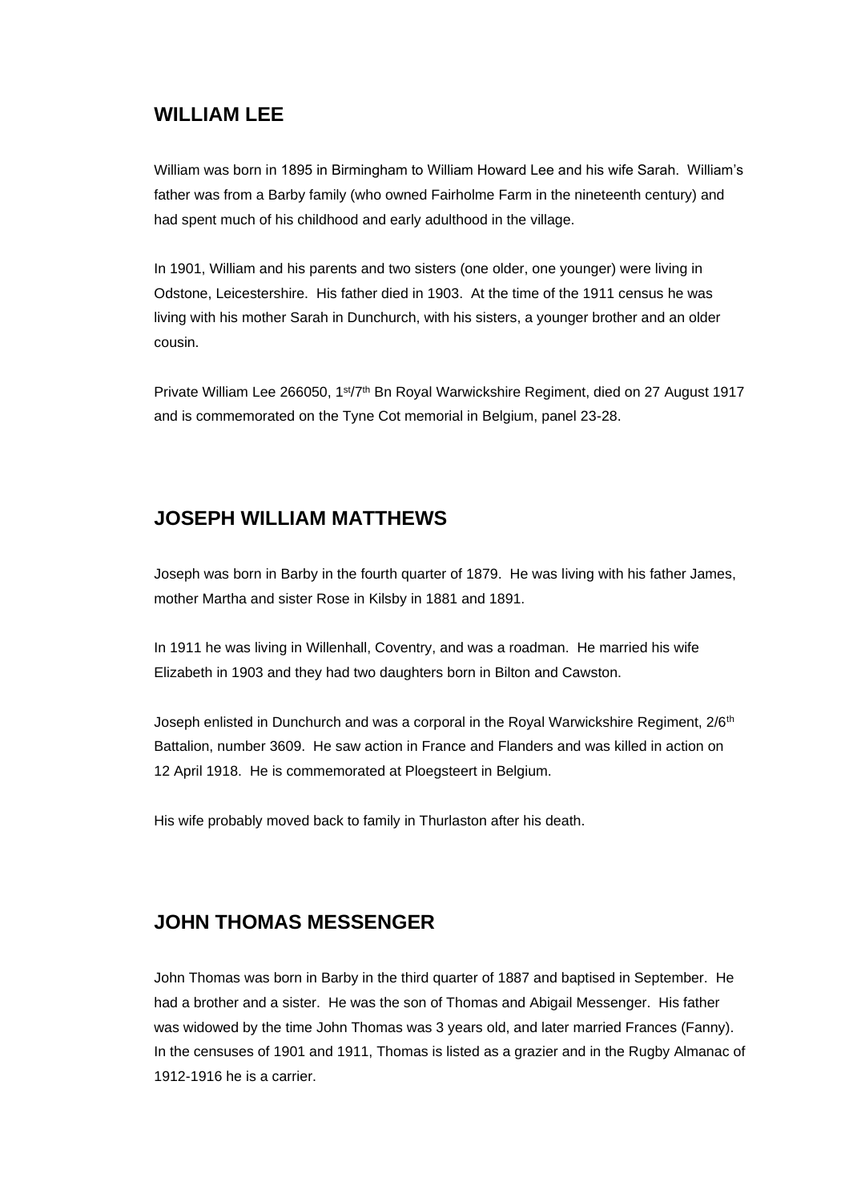## WILLIAM LEE

William was born in 1895 in Birmingham to William Howard Lee and his wife Sarah. William's father was from a Barby family (who owned Fairholme Farm in the nineteenth century) and had spent much of his childhood and early adulthood in the village.

In 1901, William and his parents and two sisters (one older, one younger) were living in Odstone, Leicestershire. His father died in 1903. At the time of the 1911 census he was living with his mother Sarah in Dunchurch, with his sisters, a younger brother and an older cousin.

Private William Lee 266050, 1st/7th Bn Royal Warwickshire Regiment, died on 27 August 1917 and is commemorated on the Tyne Cot memorial in Belgium, panel 23-28.

## JOSEPH WILLIAM MATTHEWS

Joseph was born in Barby in the fourth quarter of 1879. He was living with his father James, mother Martha and sister Rose in Kilsby in 1881 and 1891.

In 1911 he was living in Willenhall, Coventry, and was a roadman. He married his wife Elizabeth in 1903 and they had two daughters born in Bilton and Cawston.

Joseph enlisted in Dunchurch and was a corporal in the Royal Warwickshire Regiment, 2/6th Battalion, number 3609. He saw action in France and Flanders and was killed in action on 12 April 1918. He is commemorated at Ploegsteert in Belgium.

His wife probably moved back to family in Thurlaston after his death.

## JOHN THOMAS MESSENGER

John Thomas was born in Barby in the third quarter of 1887 and baptised in September. He had a brother and a sister. He was the son of Thomas and Abigail Messenger. His father was widowed by the time John Thomas was 3 years old, and later married Frances (Fanny). In the censuses of 1901 and 1911, Thomas is listed as a grazier and in the Rugby Almanac of 1912-1916 he is a carrier.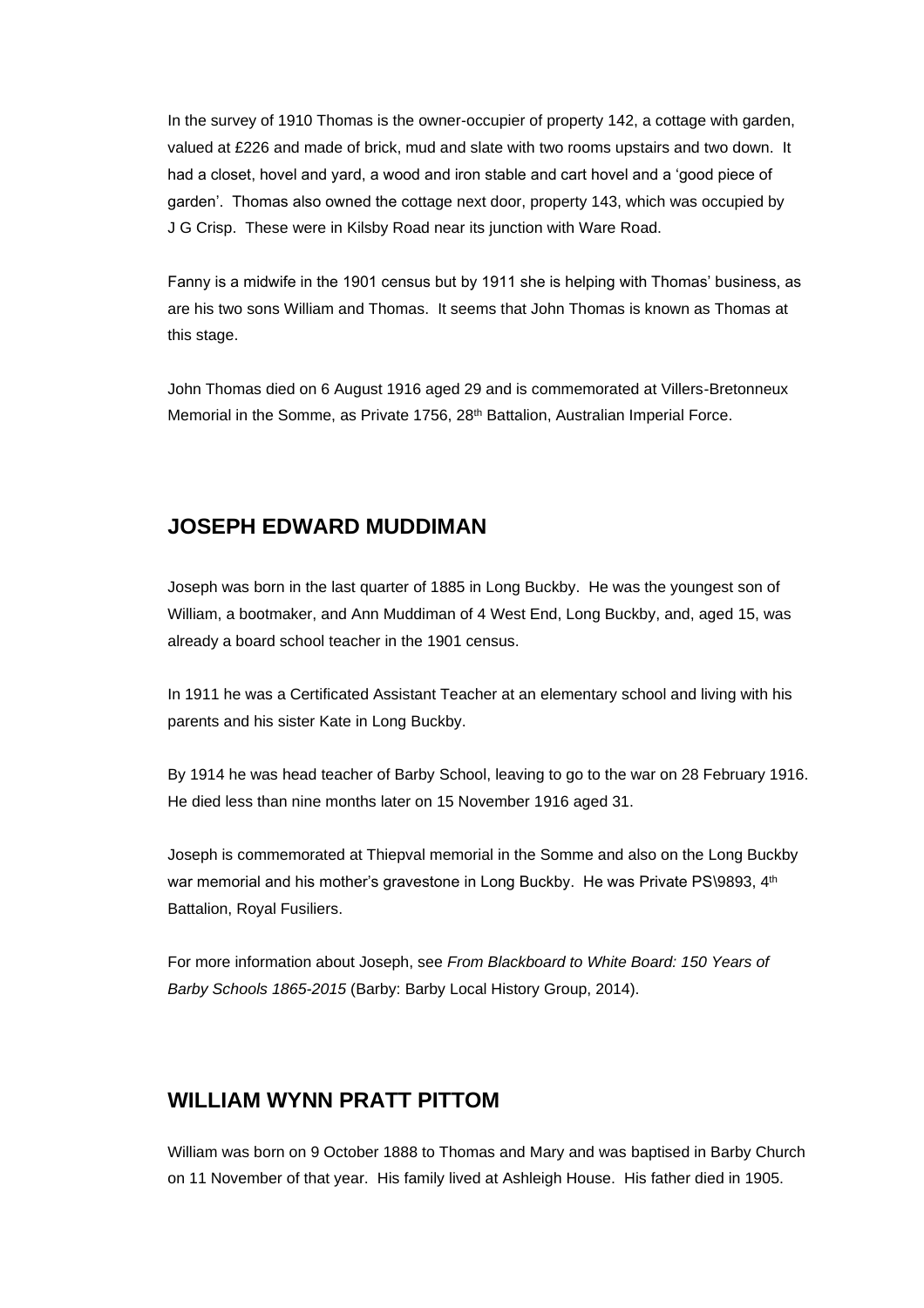In the survey of 1910 Thomas is the owner-occupier of property 142, a cottage with garden, valued at £226 and made of brick, mud and slate with two rooms upstairs and two down. It had a closet, hovel and yard, a wood and iron stable and cart hovel and a 'good piece of garden'. Thomas also owned the cottage next door, property 143, which was occupied by J G Crisp. These were in Kilsby Road near its junction with Ware Road.

Fanny is a midwife in the 1901 census but by 1911 she is helping with Thomas' business, as are his two sons William and Thomas. It seems that John Thomas is known as Thomas at this stage.

John Thomas died on 6 August 1916 aged 29 and is commemorated at Villers-Bretonneux Memorial in the Somme, as Private 1756, 28th Battalion, Australian Imperial Force.

## JOSEPH EDWARD MUDDIMAN

Joseph was born in the last quarter of 1885 in Long Buckby. He was the youngest son of William, a bootmaker, and Ann Muddiman of 4 West End, Long Buckby, and, aged 15, was already a board school teacher in the 1901 census.

In 1911 he was a Certificated Assistant Teacher at an elementary school and living with his parents and his sister Kate in Long Buckby.

By 1914 he was head teacher of Barby School, leaving to go to the war on 28 February 1916. He died less than nine months later on 15 November 1916 aged 31.

Joseph is commemorated at Thiepval memorial in the Somme and also on the Long Buckby war memorial and his mother's gravestone in Long Buckby. He was Private PS\9893, 4th Battalion, Royal Fusiliers.

For more information about Joseph, see *From Blackboard to White Board: 150 Years of Barby Schools 1865-2015* (Barby: Barby Local History Group, 2014).

## WILLIAM WYNN PRATT PITTOM

William was born on 9 October 1888 to Thomas and Mary and was baptised in Barby Church on 11 November of that year. His family lived at Ashleigh House. His father died in 1905.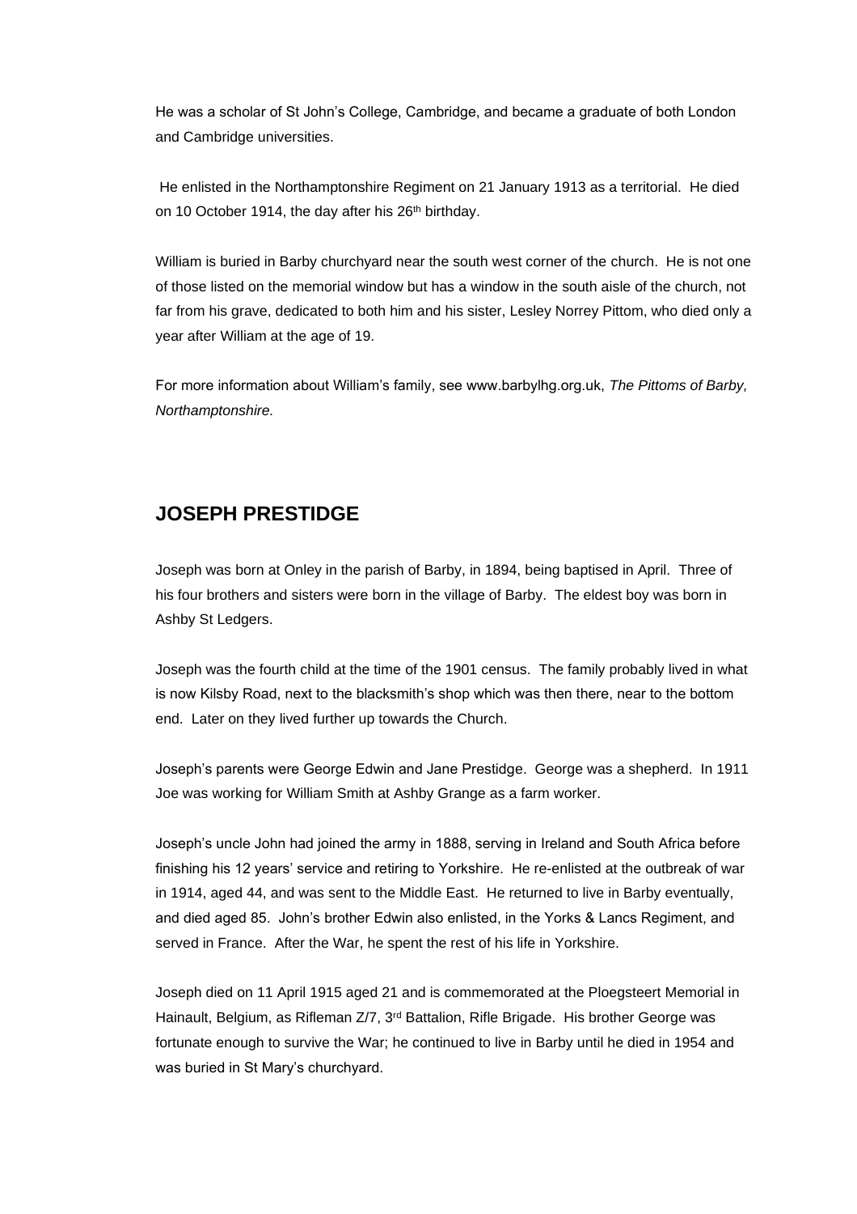He was a scholar of St John's College, Cambridge, and became a graduate of both London and Cambridge universities.

He enlisted in the Northamptonshire Regiment on 21 January 1913 as a territorial. He died on 10 October 1914, the day after his 26th birthday.

William is buried in Barby churchyard near the south west corner of the church. He is not one of those listed on the memorial window but has a window in the south aisle of the church, not far from his grave, dedicated to both him and his sister, Lesley Norrey Pittom, who died only a year after William at the age of 19.

For more information about William's family, see www.barbylhg.org.uk, *The Pittoms of Barby, Northamptonshire.*

## JOSEPH PRESTIDGE

Joseph was born at Onley in the parish of Barby, in 1894, being baptised in April. Three of his four brothers and sisters were born in the village of Barby. The eldest boy was born in Ashby St Ledgers.

Joseph was the fourth child at the time of the 1901 census. The family probably lived in what is now Kilsby Road, next to the blacksmith's shop which was then there, near to the bottom end. Later on they lived further up towards the Church.

Joseph's parents were George Edwin and Jane Prestidge. George was a shepherd. In 1911 Joe was working for William Smith at Ashby Grange as a farm worker.

Joseph's uncle John had joined the army in 1888, serving in Ireland and South Africa before finishing his 12 years' service and retiring to Yorkshire. He re-enlisted at the outbreak of war in 1914, aged 44, and was sent to the Middle East. He returned to live in Barby eventually, and died aged 85. John's brother Edwin also enlisted, in the Yorks & Lancs Regiment, and served in France. After the War, he spent the rest of his life in Yorkshire.

Joseph died on 11 April 1915 aged 21 and is commemorated at the Ploegsteert Memorial in Hainault, Belgium, as Rifleman Z/7, 3rd Battalion, Rifle Brigade. His brother George was fortunate enough to survive the War; he continued to live in Barby until he died in 1954 and was buried in St Mary's churchyard.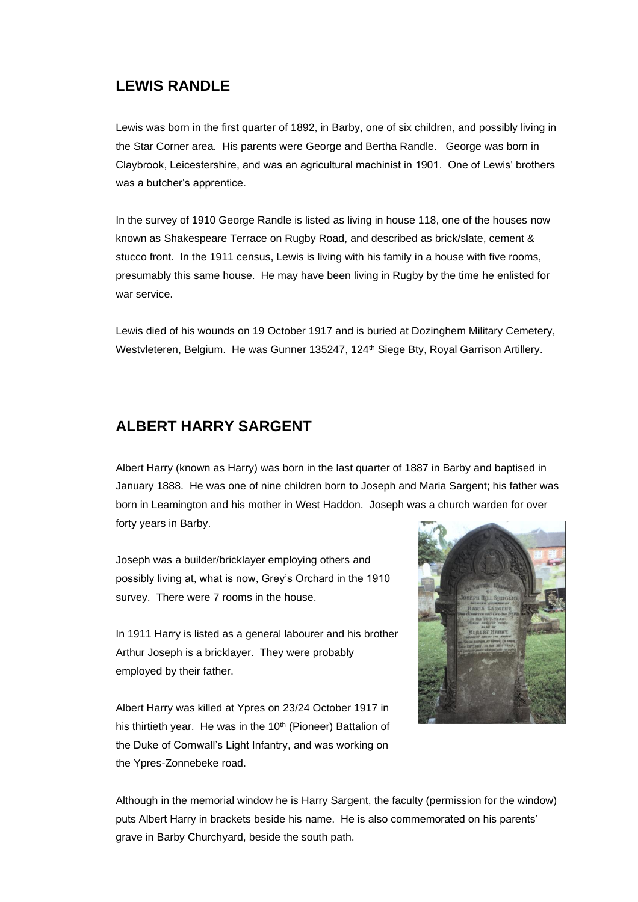## LEWIS RANDLE

Lewis was born in the first quarter of 1892, in Barby, one of six children, and possibly living in the Star Corner area. His parents were George and Bertha Randle. George was born in Claybrook, Leicestershire, and was an agricultural machinist in 1901. One of Lewis' brothers was a butcher's apprentice.

In the survey of 1910 George Randle is listed as living in house 118, one of the houses now known as Shakespeare Terrace on Rugby Road, and described as brick/slate, cement & stucco front. In the 1911 census, Lewis is living with his family in a house with five rooms, presumably this same house. He may have been living in Rugby by the time he enlisted for war service.

Lewis died of his wounds on 19 October 1917 and is buried at Dozinghem Military Cemetery, Westvleteren, Belgium. He was Gunner 135247, 124th Siege Bty, Royal Garrison Artillery.

## ALBERT HARRY SARGENT

Albert Harry (known as Harry) was born in the last quarter of 1887 in Barby and baptised in January 1888. He was one of nine children born to Joseph and Maria Sargent; his father was born in Leamington and his mother in West Haddon. Joseph was a church warden for over forty years in Barby.

Joseph was a builder/bricklayer employing others and possibly living at, what is now, Grey's Orchard in the 1910 survey. There were 7 rooms in the house.

In 1911 Harry is listed as a general labourer and his brother Arthur Joseph is a bricklayer. They were probably employed by their father.

Albert Harry was killed at Ypres on 23/24 October 1917 in his thirtieth year. He was in the 10th (Pioneer) Battalion of the Duke of Cornwall's Light Infantry, and was working on the Ypres-Zonnebeke road.

Although in the memorial window he is Harry Sargent, the faculty (permission for the window) puts Albert Harry in brackets beside his name. He is also commemorated on his parents' grave in Barby Churchyard, beside the south path.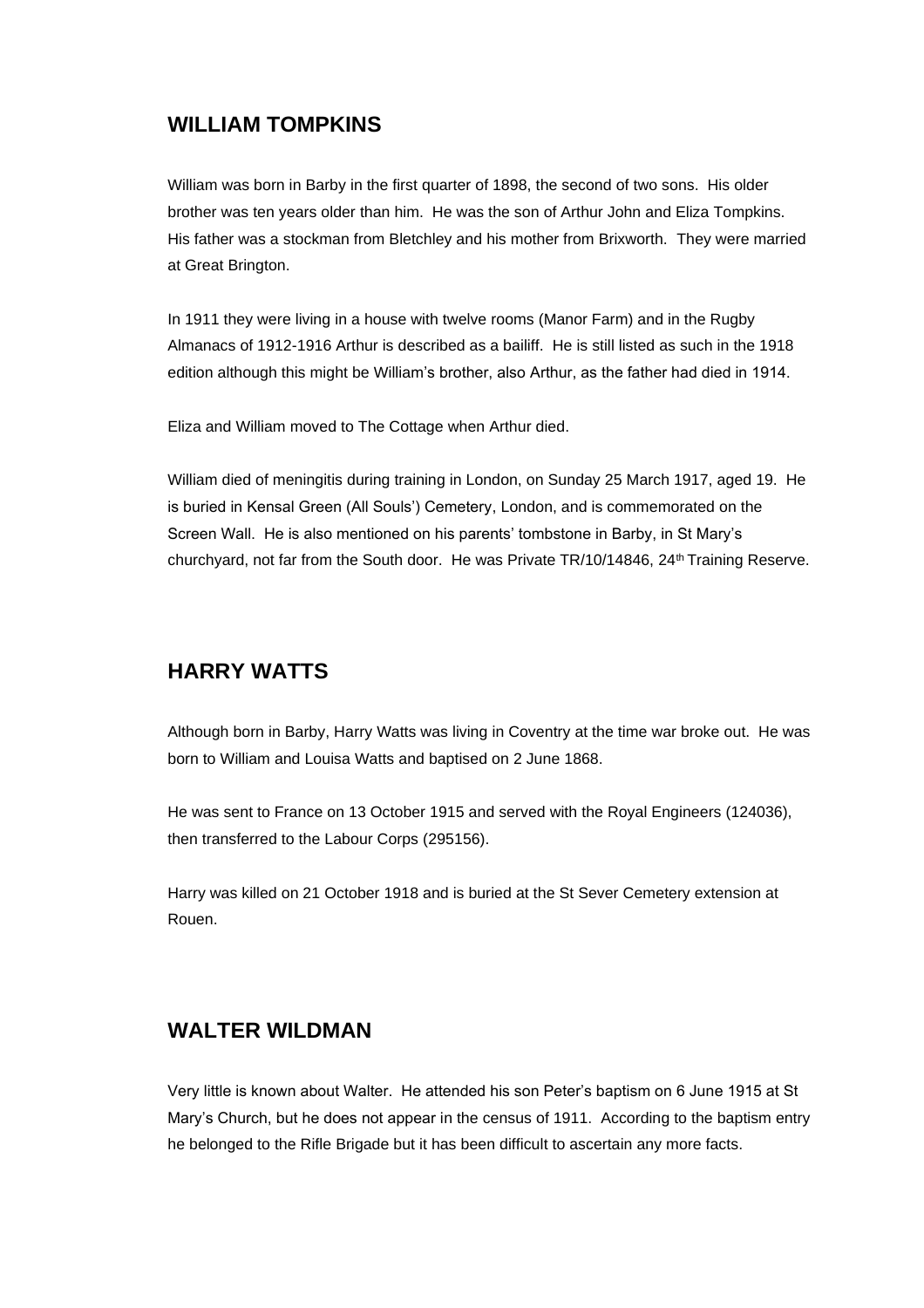## WILLIAM TOMPKINS

William was born in Barby in the first quarter of 1898, the second of two sons. His older brother was ten years older than him. He was the son of Arthur John and Eliza Tompkins. His father was a stockman from Bletchley and his mother from Brixworth. They were married at Great Brington.

In 1911 they were living in a house with twelve rooms (Manor Farm) and in the Rugby Almanacs of 1912-1916 Arthur is described as a bailiff. He is still listed as such in the 1918 edition although this might be William's brother, also Arthur, as the father had died in 1914.

Eliza and William moved to The Cottage when Arthur died.

William died of meningitis during training in London, on Sunday 25 March 1917, aged 19. He is buried in Kensal Green (All Souls') Cemetery, London, and is commemorated on the Screen Wall. He is also mentioned on his parents' tombstone in Barby, in St Mary's churchyard, not far from the South door. He was Private TR/10/14846, 24th Training Reserve.

## HARRY WATTS

Although born in Barby, Harry Watts was living in Coventry at the time war broke out. He was born to William and Louisa Watts and baptised on 2 June 1868.

He was sent to France on 13 October 1915 and served with the Royal Engineers (124036), then transferred to the Labour Corps (295156).

Harry was killed on 21 October 1918 and is buried at the St Sever Cemetery extension at Rouen.

## WALTER WILDMAN

Very little is known about Walter. He attended his son Peter's baptism on 6 June 1915 at St Mary's Church, but he does not appear in the census of 1911. According to the baptism entry he belonged to the Rifle Brigade but it has been difficult to ascertain any more facts.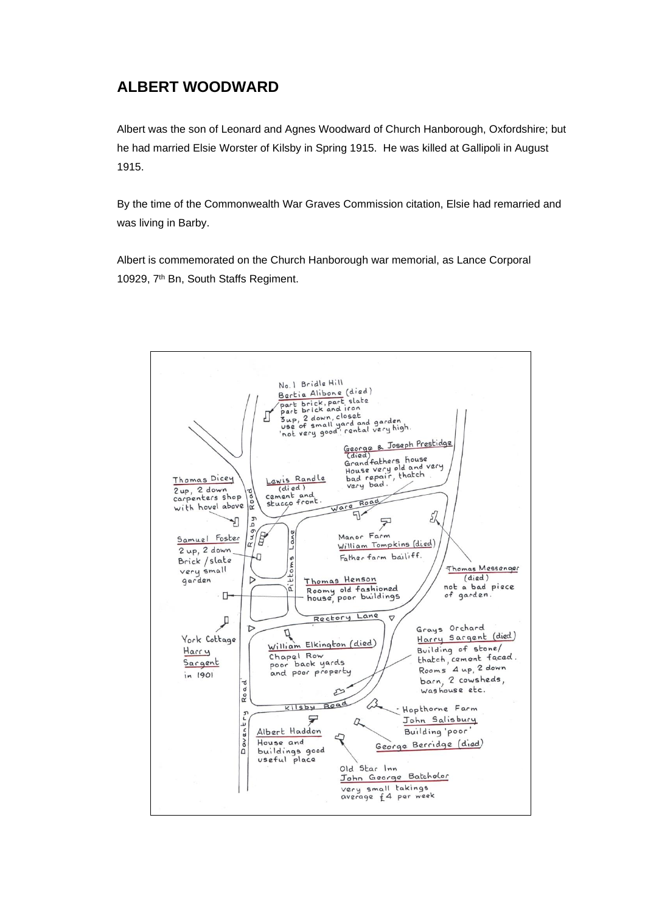## ALBERT WOODWARD

Albert was the son of Leonard and Agnes Woodward of Church Hanborough, Oxfordshire; but he had married Elsie Worster of Kilsby in Spring 1915. He was killed at Gallipoli in August 1915.

By the time of the Commonwealth War Graves Commission citation, Elsie had remarried and was living in Barby.

Albert is commemorated on the Church Hanborough war memorial, as Lance Corporal 10929, 7th Bn, South Staffs Regiment.

No. 1 Bridle Hill
Bertie Alibone (died)
part brick, part slate
part brick and iron
3 up, 2 down, closet
use of small yard and garden
'not very good' rental very high.

George & Joseph Prestidge
(died)
Grandfathers house
House very old and very
bad repair, thatch
very bad.

Thomas Dicey
2 up, 2 down
carpenters shop
with hovel above

Lewis Randle
(died)
cement and
stucco front.

Ware Road

Rugby Road

Pittoms Lane

Samuel Foster
2 up, 2 down
Brick / slate
very small
garden

Manor Farm
William Tompkins (died)
Father farm bailiff.

Thomas Messenger
(died)
not a bad piece
of garden.

Thomas Henson
Roomy old fashioned
house, poor buildings

Rectory Lane

York Cottage
Harry
Sargent
in 1901

William Elkington (died)
Chapel Row
poor back yards
and poor property

Grays Orchard
Harry Sargent (died)
Building of stone/
thatch, cement faced.
Rooms 4 up, 2 down
barn, 2 cowsheds,
washouse etc.

Kilsby Road

Daventry Road

Hopthorne Farm
John Salisbury
Building 'poor'

Albert Haddon
House and
buildings good
useful place

George Berridge (died)

Old Star Inn
John George Batchelor
very small takings
average £4 per week